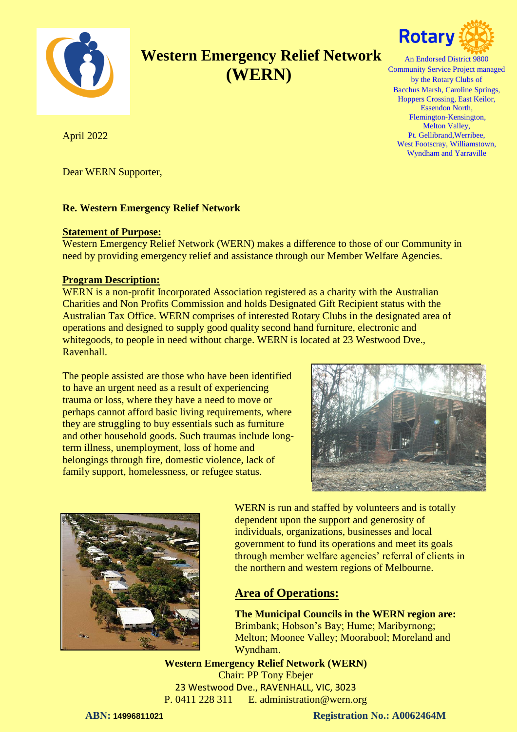# Western Emergency Relief Network (WERN)

Rotary

An Endorsed District 9800 Community Service Project managed by the Rotary Clubs of Bacchus Marsh, Caroline Springs, Hoppers Crossing, East Keilor, Essendon North, Flemington-Kensington, Melton Valley, Pt. Gellibrand, Werribee, West Footscray, Williamstown, Wyndham and Yarraville

April 2022

Dear WERN Supporter,

**Re. Western Emergency Relief Network**

**Statement of Purpose:**

Western Emergency Relief Network (WERN) makes a difference to those of our Community in need by providing emergency relief and assistance through our Member Welfare Agencies.

**Program Description:**

WERN is a non-profit Incorporated Association registered as a charity with the Australian Charities and Non Profits Commission and holds Designated Gift Recipient status with the Australian Tax Office. WERN comprises of interested Rotary Clubs in the designated area of operations and designed to supply good quality second hand furniture, electronic and whitegoods, to people in need without charge. WERN is located at 23 Westwood Dve., Ravenhall.

The people assisted are those who have been identified to have an urgent need as a result of experiencing trauma or loss, where they have a need to move or perhaps cannot afford basic living requirements, where they are struggling to buy essentials such as furniture and other household goods. Such traumas include long-term illness, unemployment, loss of home and belongings through fire, domestic violence, lack of family support, homelessness, or refugee status.

WERN is run and staffed by volunteers and is totally dependent upon the support and generosity of individuals, organizations, businesses and local government to fund its operations and meet its goals through member welfare agencies' referral of clients in the northern and western regions of Melbourne.

## Area of Operations:

**The Municipal Councils in the WERN region are:**
Brimbank; Hobson's Bay; Hume; Maribyrnong; Melton; Moonee Valley; Moorabool; Moreland and Wyndham.

**Western Emergency Relief Network (WERN)**
Chair: PP Tony Ebejer
23 Westwood Dve., RAVENHALL, VIC, 3023
P. 0411 228 311 E. administration@wern.org

**ABN:** 14996811021 **Registration No.: A0062464M**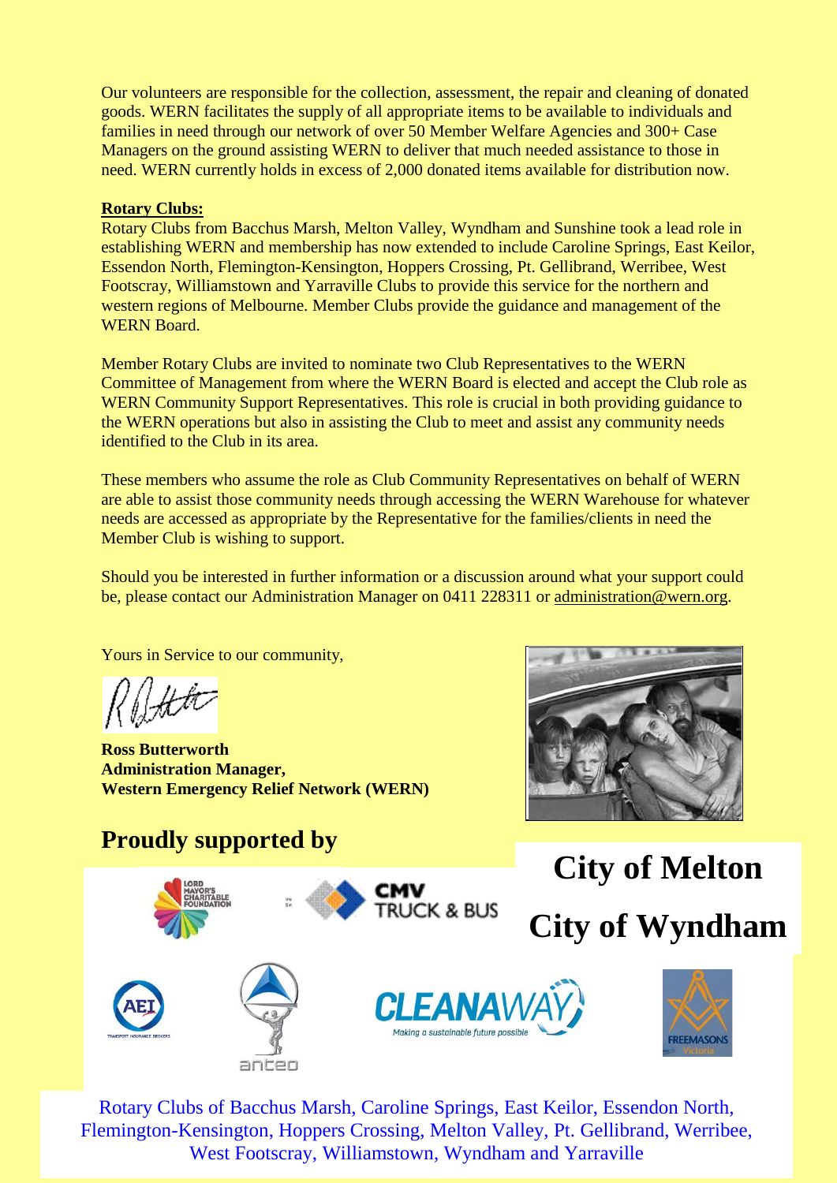Our volunteers are responsible for the collection, assessment, the repair and cleaning of donated goods. WERN facilitates the supply of all appropriate items to be available to individuals and families in need through our network of over 50 Member Welfare Agencies and 300+ Case Managers on the ground assisting WERN to deliver that much needed assistance to those in need. WERN currently holds in excess of 2,000 donated items available for distribution now.

**Rotary Clubs:**

Rotary Clubs from Bacchus Marsh, Melton Valley, Wyndham and Sunshine took a lead role in establishing WERN and membership has now extended to include Caroline Springs, East Keilor, Essendon North, Flemington-Kensington, Hoppers Crossing, Pt. Gellibrand, Werribee, West Footscray, Williamstown and Yarraville Clubs to provide this service for the northern and western regions of Melbourne. Member Clubs provide the guidance and management of the WERN Board.

Member Rotary Clubs are invited to nominate two Club Representatives to the WERN Committee of Management from where the WERN Board is elected and accept the Club role as WERN Community Support Representatives. This role is crucial in both providing guidance to the WERN operations but also in assisting the Club to meet and assist any community needs identified to the Club in its area.

These members who assume the role as Club Community Representatives on behalf of WERN are able to assist those community needs through accessing the WERN Warehouse for whatever needs are accessed as appropriate by the Representative for the families/clients in need the Member Club is wishing to support.

Should you be interested in further information or a discussion around what your support could be, please contact our Administration Manager on 0411 228311 or administration@wern.org.

Yours in Service to our community,

**Ross Butterworth**
**Administration Manager,**
**Western Emergency Relief Network (WERN)**

## Proudly supported by

# City of Melton

# City of Wyndham

LORD MAYOR'S CHARITABLE FOUNDATION

CMV TRUCK & BUS

AEI TRANSPORT INSURANCE BROKERS

anteo

CLEANAWAY
Making a sustainable future possible

FREEMASONS Victoria

Rotary Clubs of Bacchus Marsh, Caroline Springs, East Keilor, Essendon North, Flemington-Kensington, Hoppers Crossing, Melton Valley, Pt. Gellibrand, Werribee, West Footscray, Williamstown, Wyndham and Yarraville